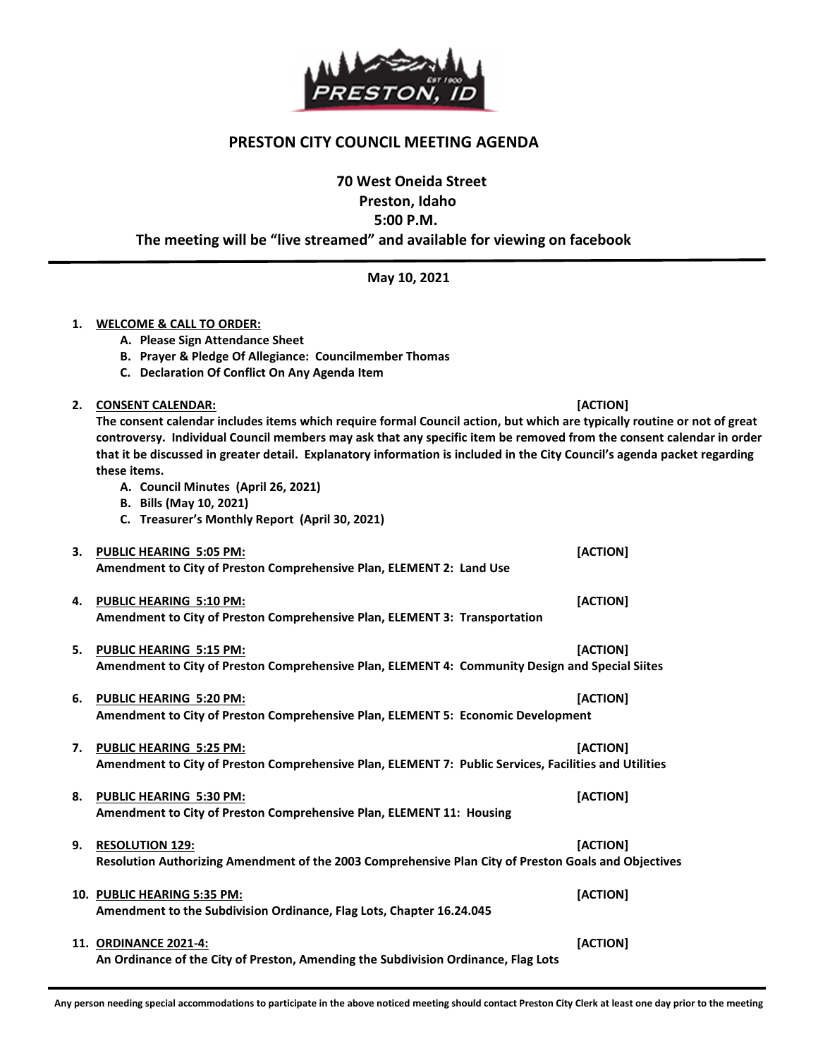PRESTON, ID
EST 1900

# PRESTON CITY COUNCIL MEETING AGENDA

**70 West Oneida Street**
**Preston, Idaho**
**5:00 P.M.**
**The meeting will be "live streamed" and available for viewing on facebook**

---

**May 10, 2021**

1. **WELCOME & CALL TO ORDER:**
   - A. Please Sign Attendance Sheet
   - B. Prayer & Pledge Of Allegiance: Councilmember Thomas
   - C. Declaration Of Conflict On Any Agenda Item

2. **CONSENT CALENDAR:** **[ACTION]**
   **The consent calendar includes items which require formal Council action, but which are typically routine or not of great controversy. Individual Council members may ask that any specific item be removed from the consent calendar in order that it be discussed in greater detail. Explanatory information is included in the City Council's agenda packet regarding these items.**
   - A. Council Minutes (April 26, 2021)
   - B. Bills (May 10, 2021)
   - C. Treasurer's Monthly Report (April 30, 2021)

3. **PUBLIC HEARING 5:05 PM:** **[ACTION]**
   **Amendment to City of Preston Comprehensive Plan, ELEMENT 2: Land Use**

4. **PUBLIC HEARING 5:10 PM:** **[ACTION]**
   **Amendment to City of Preston Comprehensive Plan, ELEMENT 3: Transportation**

5. **PUBLIC HEARING 5:15 PM:** **[ACTION]**
   **Amendment to City of Preston Comprehensive Plan, ELEMENT 4: Community Design and Special Siites**

6. **PUBLIC HEARING 5:20 PM:** **[ACTION]**
   **Amendment to City of Preston Comprehensive Plan, ELEMENT 5: Economic Development**

7. **PUBLIC HEARING 5:25 PM:** **[ACTION]**
   **Amendment to City of Preston Comprehensive Plan, ELEMENT 7: Public Services, Facilities and Utilities**

8. **PUBLIC HEARING 5:30 PM:** **[ACTION]**
   **Amendment to City of Preston Comprehensive Plan, ELEMENT 11: Housing**

9. **RESOLUTION 129:** **[ACTION]**
   **Resolution Authorizing Amendment of the 2003 Comprehensive Plan City of Preston Goals and Objectives**

10. **PUBLIC HEARING 5:35 PM:** **[ACTION]**
    **Amendment to the Subdivision Ordinance, Flag Lots, Chapter 16.24.045**

11. **ORDINANCE 2021-4:** **[ACTION]**
    **An Ordinance of the City of Preston, Amending the Subdivision Ordinance, Flag Lots**

---

**Any person needing special accommodations to participate in the above noticed meeting should contact Preston City Clerk at least one day prior to the meeting**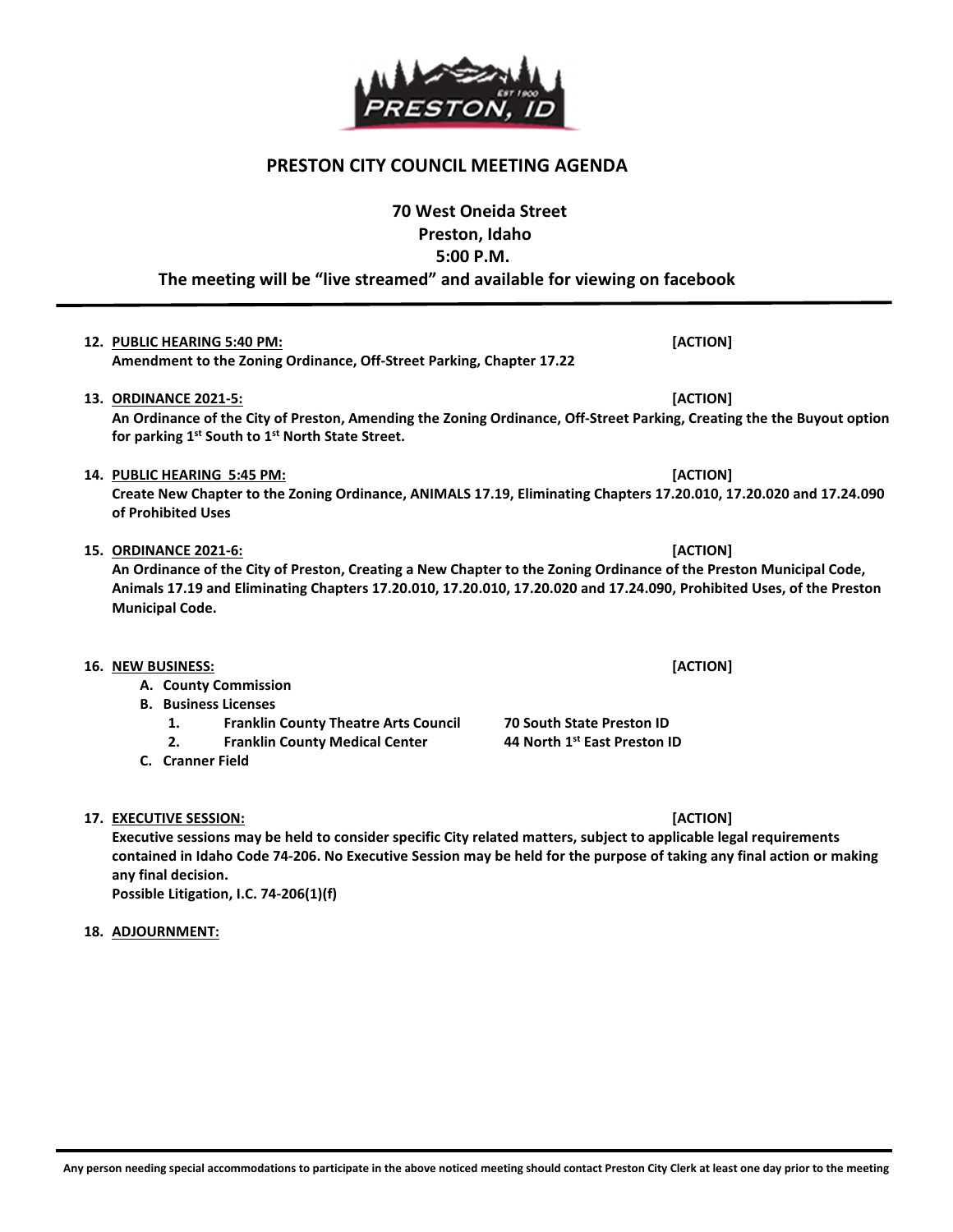# PRESTON CITY COUNCIL MEETING AGENDA

**70 West Oneida Street**
**Preston, Idaho**
**5:00 P.M.**
**The meeting will be "live streamed" and available for viewing on facebook**

---

12. **PUBLIC HEARING 5:40 PM:** **[ACTION]**
    **Amendment to the Zoning Ordinance, Off-Street Parking, Chapter 17.22**

13. **ORDINANCE 2021-5:** **[ACTION]**
    **An Ordinance of the City of Preston, Amending the Zoning Ordinance, Off-Street Parking, Creating the the Buyout option for parking 1st South to 1st North State Street.**

14. **PUBLIC HEARING 5:45 PM:** **[ACTION]**
    **Create New Chapter to the Zoning Ordinance, ANIMALS 17.19, Eliminating Chapters 17.20.010, 17.20.020 and 17.24.090 of Prohibited Uses**

15. **ORDINANCE 2021-6:** **[ACTION]**
    **An Ordinance of the City of Preston, Creating a New Chapter to the Zoning Ordinance of the Preston Municipal Code, Animals 17.19 and Eliminating Chapters 17.20.010, 17.20.010, 17.20.020 and 17.24.090, Prohibited Uses, of the Preston Municipal Code.**

16. **NEW BUSINESS:** **[ACTION]**
    - **A. County Commission**
    - **B. Business Licenses**
      1. **Franklin County Theatre Arts Council** — **70 South State Preston ID**
      2. **Franklin County Medical Center** — **44 North 1st East Preston ID**
    - **C. Cranner Field**

17. **EXECUTIVE SESSION:** **[ACTION]**
    **Executive sessions may be held to consider specific City related matters, subject to applicable legal requirements contained in Idaho Code 74-206. No Executive Session may be held for the purpose of taking any final action or making any final decision.**
    **Possible Litigation, I.C. 74-206(1)(f)**

18. **ADJOURNMENT:**

---

**Any person needing special accommodations to participate in the above noticed meeting should contact Preston City Clerk at least one day prior to the meeting**